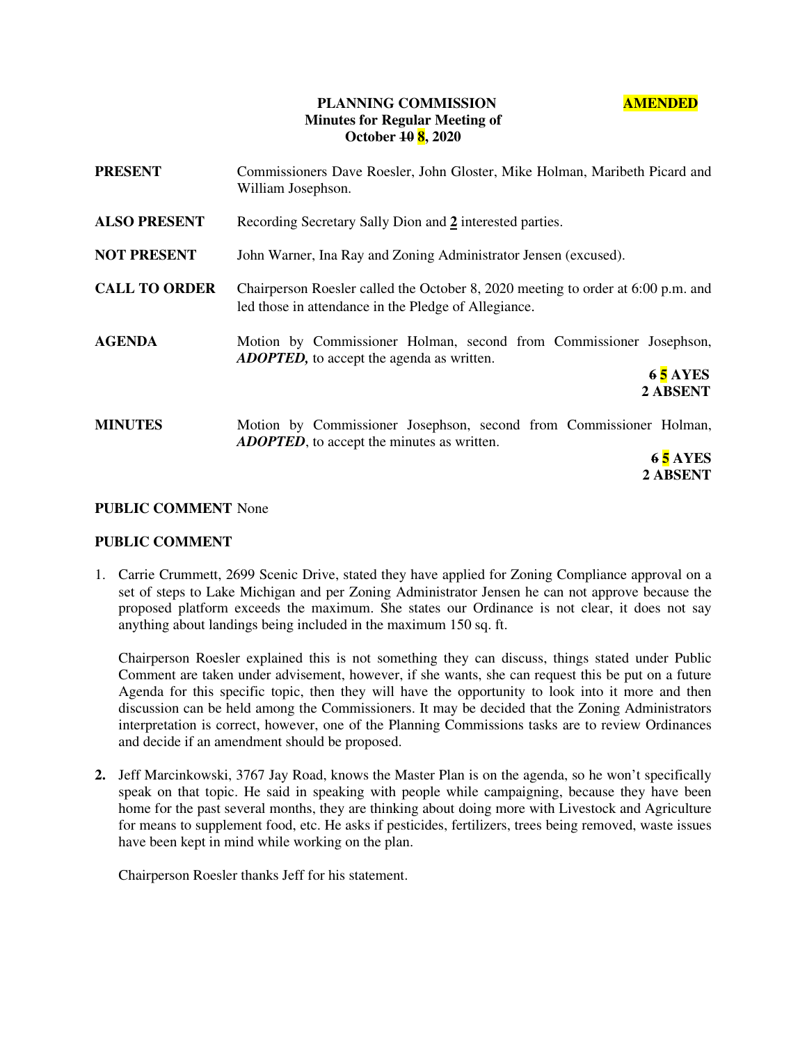**PLANNING COMMISSION** **AMENDED**

**Minutes for Regular Meeting of**
**October ~~10~~ 8, 2020**

**PRESENT** Commissioners Dave Roesler, John Gloster, Mike Holman, Maribeth Picard and William Josephson.

**ALSO PRESENT** Recording Secretary Sally Dion and **2** interested parties.

**NOT PRESENT** John Warner, Ina Ray and Zoning Administrator Jensen (excused).

**CALL TO ORDER** Chairperson Roesler called the October 8, 2020 meeting to order at 6:00 p.m. and led those in attendance in the Pledge of Allegiance.

**AGENDA** Motion by Commissioner Holman, second from Commissioner Josephson, ***ADOPTED,*** to accept the agenda as written.

**~~6~~ 5 AYES**
**2 ABSENT**

**MINUTES** Motion by Commissioner Josephson, second from Commissioner Holman, ***ADOPTED***, to accept the minutes as written.

**~~6~~ 5 AYES**
**2 ABSENT**

**PUBLIC COMMENT** None

**PUBLIC COMMENT**

1. Carrie Crummett, 2699 Scenic Drive, stated they have applied for Zoning Compliance approval on a set of steps to Lake Michigan and per Zoning Administrator Jensen he can not approve because the proposed platform exceeds the maximum. She states our Ordinance is not clear, it does not say anything about landings being included in the maximum 150 sq. ft.

   Chairperson Roesler explained this is not something they can discuss, things stated under Public Comment are taken under advisement, however, if she wants, she can request this be put on a future Agenda for this specific topic, then they will have the opportunity to look into it more and then discussion can be held among the Commissioners. It may be decided that the Zoning Administrators interpretation is correct, however, one of the Planning Commissions tasks are to review Ordinances and decide if an amendment should be proposed.

2. Jeff Marcinkowski, 3767 Jay Road, knows the Master Plan is on the agenda, so he won't specifically speak on that topic. He said in speaking with people while campaigning, because they have been home for the past several months, they are thinking about doing more with Livestock and Agriculture for means to supplement food, etc. He asks if pesticides, fertilizers, trees being removed, waste issues have been kept in mind while working on the plan.

   Chairperson Roesler thanks Jeff for his statement.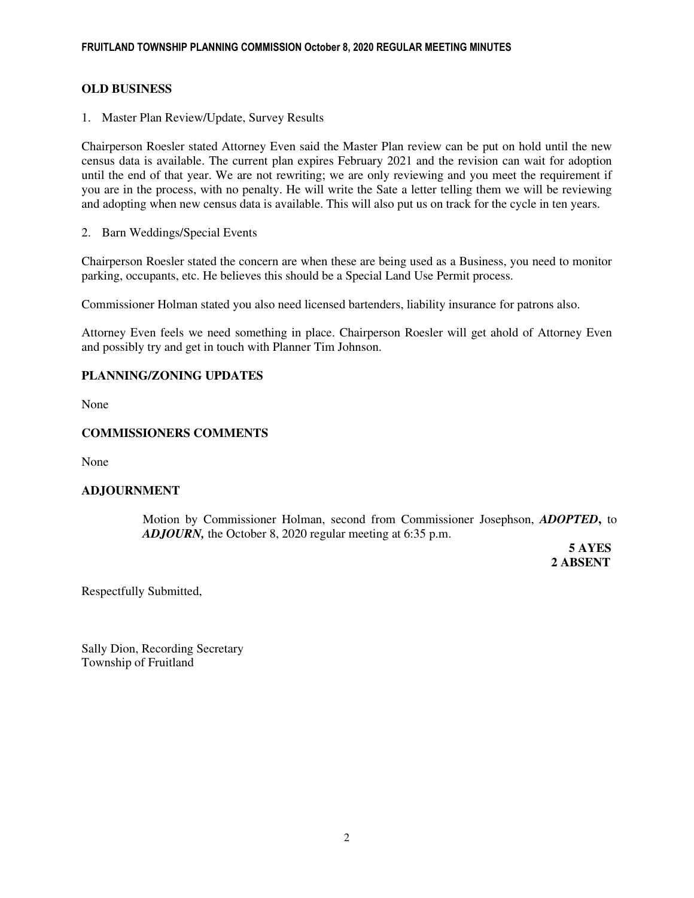## OLD BUSINESS

1. Master Plan Review/Update, Survey Results

Chairperson Roesler stated Attorney Even said the Master Plan review can be put on hold until the new census data is available. The current plan expires February 2021 and the revision can wait for adoption until the end of that year. We are not rewriting; we are only reviewing and you meet the requirement if you are in the process, with no penalty. He will write the Sate a letter telling them we will be reviewing and adopting when new census data is available. This will also put us on track for the cycle in ten years.

2. Barn Weddings/Special Events

Chairperson Roesler stated the concern are when these are being used as a Business, you need to monitor parking, occupants, etc. He believes this should be a Special Land Use Permit process.

Commissioner Holman stated you also need licensed bartenders, liability insurance for patrons also.

Attorney Even feels we need something in place. Chairperson Roesler will get ahold of Attorney Even and possibly try and get in touch with Planner Tim Johnson.

## PLANNING/ZONING UPDATES

None

## COMMISSIONERS COMMENTS

None

## ADJOURNMENT

Motion by Commissioner Holman, second from Commissioner Josephson, ***ADOPTED,*** to ***ADJOURN,*** the October 8, 2020 regular meeting at 6:35 p.m.

**5 AYES**
**2 ABSENT**

Respectfully Submitted,

Sally Dion, Recording Secretary
Township of Fruitland